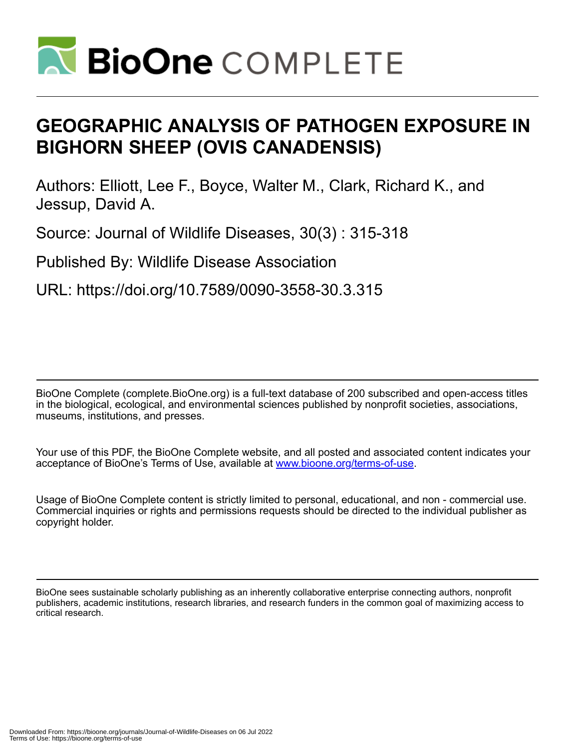# GEOGRAPHIC ANALYSIS OF PATHOGEN EXPOSURE IN BIGHORN SHEEP (OVIS CANADENSIS)

Authors: Elliott, Lee F., Boyce, Walter M., Clark, Richard K., and Jessup, David A.

Source: Journal of Wildlife Diseases, 30(3) : 315-318

Published By: Wildlife Disease Association

URL: https://doi.org/10.7589/0090-3558-30.3.315

BioOne Complete (complete.BioOne.org) is a full-text database of 200 subscribed and open-access titles in the biological, ecological, and environmental sciences published by nonprofit societies, associations, museums, institutions, and presses.

Your use of this PDF, the BioOne Complete website, and all posted and associated content indicates your acceptance of BioOne's Terms of Use, available at www.bioone.org/terms-of-use.

Usage of BioOne Complete content is strictly limited to personal, educational, and non - commercial use. Commercial inquiries or rights and permissions requests should be directed to the individual publisher as copyright holder.

BioOne sees sustainable scholarly publishing as an inherently collaborative enterprise connecting authors, nonprofit publishers, academic institutions, research libraries, and research funders in the common goal of maximizing access to critical research.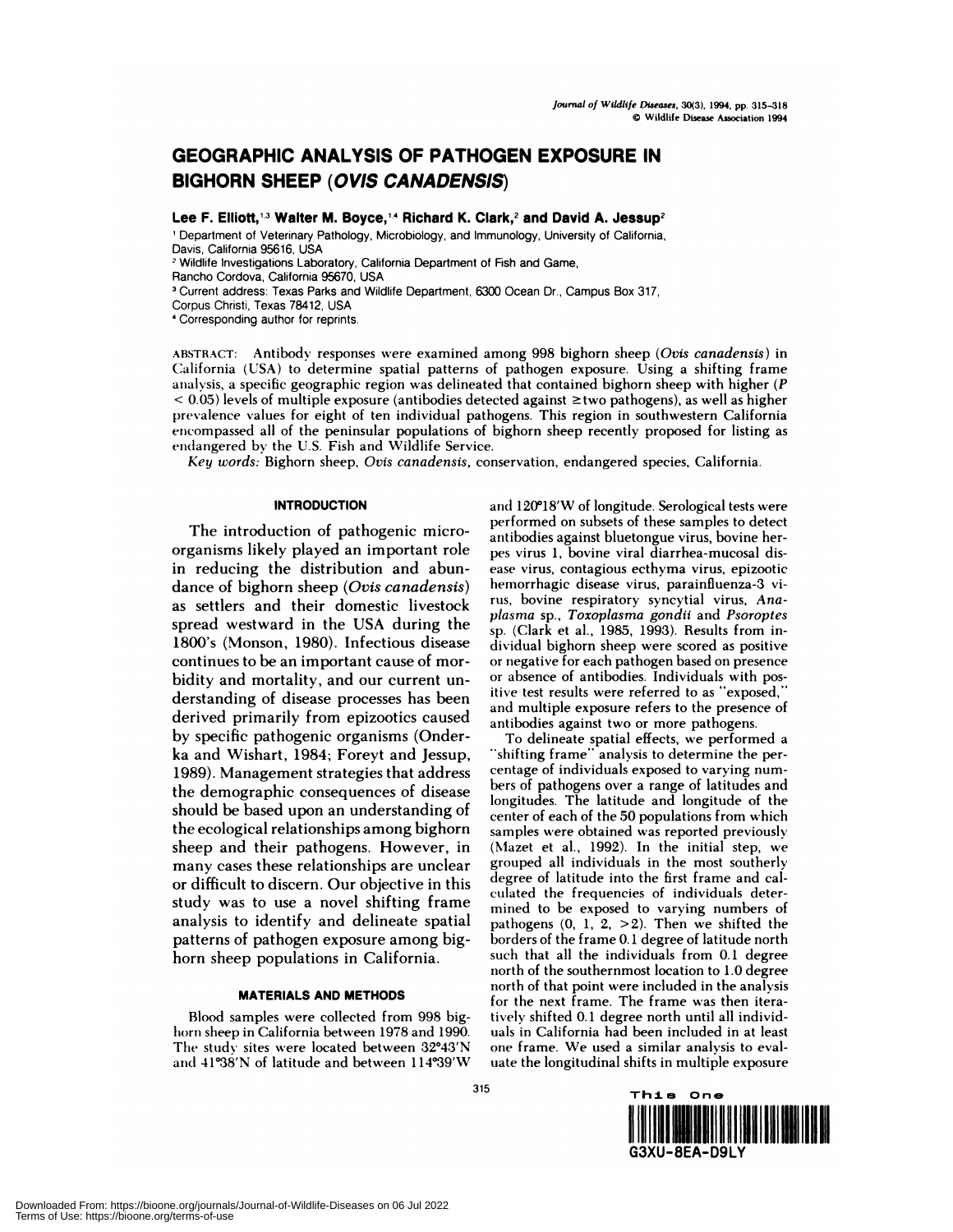# GEOGRAPHIC ANALYSIS OF PATHOGEN EXPOSURE IN BIGHORN SHEEP (*OVIS CANADENSIS*)

**Lee F. Elliott,[1,3] Walter M. Boyce,[1,4] Richard K. Clark,[2] and David A. Jessup[2]**

[1] Department of Veterinary Pathology, Microbiology, and Immunology, University of California, Davis, California 95616, USA

[2] Wildlife Investigations Laboratory, California Department of Fish and Game, Rancho Cordova, California 95670, USA

[3] Current address: Texas Parks and Wildlife Department, 6300 Ocean Dr., Campus Box 317, Corpus Christi, Texas 78412, USA

[4] Corresponding author for reprints.

ABSTRACT: Antibody responses were examined among 998 bighorn sheep (*Ovis canadensis*) in California (USA) to determine spatial patterns of pathogen exposure. Using a shifting frame analysis, a specific geographic region was delineated that contained bighorn sheep with higher ($P < 0.05$) levels of multiple exposure (antibodies detected against ≥two pathogens), as well as higher prevalence values for eight of ten individual pathogens. This region in southwestern California encompassed all of the peninsular populations of bighorn sheep recently proposed for listing as endangered by the U.S. Fish and Wildlife Service.

*Key words:* Bighorn sheep, *Ovis canadensis*, conservation, endangered species, California.

## INTRODUCTION

The introduction of pathogenic microorganisms likely played an important role in reducing the distribution and abundance of bighorn sheep (*Ovis canadensis*) as settlers and their domestic livestock spread westward in the USA during the 1800's (Monson, 1980). Infectious disease continues to be an important cause of morbidity and mortality, and our current understanding of disease processes has been derived primarily from epizootics caused by specific pathogenic organisms (Onderka and Wishart, 1984; Foreyt and Jessup, 1989). Management strategies that address the demographic consequences of disease should be based upon an understanding of the ecological relationships among bighorn sheep and their pathogens. However, in many cases these relationships are unclear or difficult to discern. Our objective in this study was to use a novel shifting frame analysis to identify and delineate spatial patterns of pathogen exposure among bighorn sheep populations in California.

## MATERIALS AND METHODS

Blood samples were collected from 998 bighorn sheep in California between 1978 and 1990. The study sites were located between 32°43′N and 41°38′N of latitude and between 114°39′W and 120°18′W of longitude. Serological tests were performed on subsets of these samples to detect antibodies against bluetongue virus, bovine herpes virus 1, bovine viral diarrhea-mucosal disease virus, contagious ecthyma virus, epizootic hemorrhagic disease virus, parainfluenza-3 virus, bovine respiratory syncytial virus, *Anaplasma* sp., *Toxoplasma gondii* and *Psoroptes* sp. (Clark et al., 1985, 1993). Results from individual bighorn sheep were scored as positive or negative for each pathogen based on presence or absence of antibodies. Individuals with positive test results were referred to as "exposed," and multiple exposure refers to the presence of antibodies against two or more pathogens.

To delineate spatial effects, we performed a "shifting frame" analysis to determine the percentage of individuals exposed to varying numbers of pathogens over a range of latitudes and longitudes. The latitude and longitude of the center of each of the 50 populations from which samples were obtained was reported previously (Mazet et al., 1992). In the initial step, we grouped all individuals in the most southerly degree of latitude into the first frame and calculated the frequencies of individuals determined to be exposed to varying numbers of pathogens (0, 1, 2, >2). Then we shifted the borders of the frame 0.1 degree of latitude north such that all the individuals from 0.1 degree north of the southernmost location to 1.0 degree north of that point were included in the analysis for the next frame. The frame was then iteratively shifted 0.1 degree north until all individuals in California had been included in at least one frame. We used a similar analysis to evaluate the longitudinal shifts in multiple exposure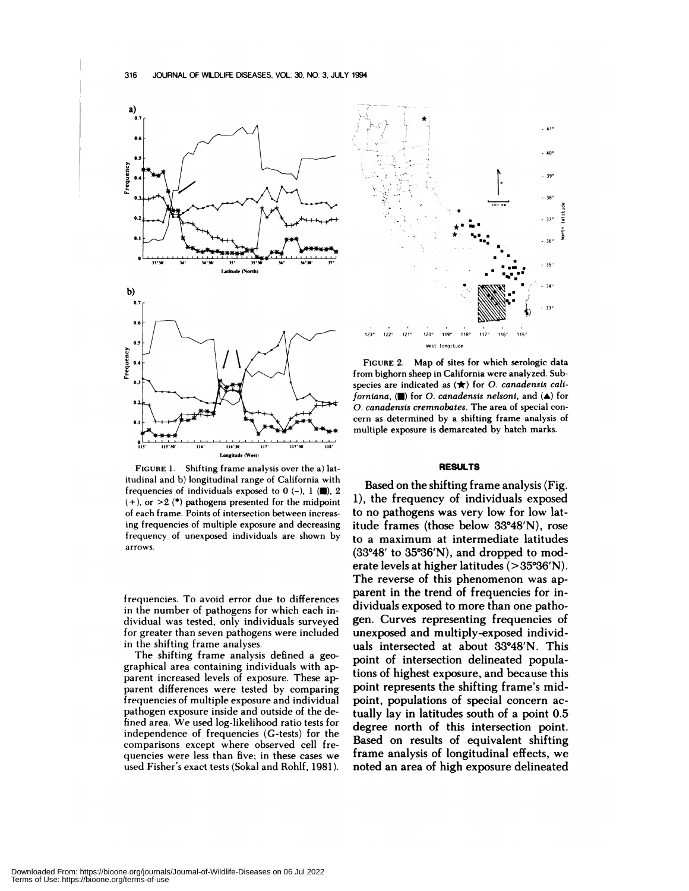FIGURE 1. Shifting frame analysis over the a) latitudinal and b) longitudinal range of California with frequencies of individuals exposed to 0 (–), 1 (■), 2 (+), or >2 (*) pathogens presented for the midpoint of each frame. Points of intersection between increasing frequencies of multiple exposure and decreasing frequency of unexposed individuals are shown by arrows.

FIGURE 2. Map of sites for which serologic data from bighorn sheep in California were analyzed. Subspecies are indicated as (★) for *O. canadensis californiana*, (■) for *O. canadensis nelsoni*, and (▲) for *O. canadensis cremnobates*. The area of special concern as determined by a shifting frame analysis of multiple exposure is demarcated by hatch marks.

frequencies. To avoid error due to differences in the number of pathogens for which each individual was tested, only individuals surveyed for greater than seven pathogens were included in the shifting frame analyses.

The shifting frame analysis defined a geographical area containing individuals with apparent increased levels of exposure. These apparent differences were tested by comparing frequencies of multiple exposure and individual pathogen exposure inside and outside of the defined area. We used log-likelihood ratio tests for independence of frequencies (G-tests) for the comparisons except where observed cell frequencies were less than five; in these cases we used Fisher's exact tests (Sokal and Rohlf, 1981).

## RESULTS

Based on the shifting frame analysis (Fig. 1), the frequency of individuals exposed to no pathogens was very low for low latitude frames (those below 33°48′N), rose to a maximum at intermediate latitudes (33°48′ to 35°36′N), and dropped to moderate levels at higher latitudes (>35°36′N). The reverse of this phenomenon was apparent in the trend of frequencies for individuals exposed to more than one pathogen. Curves representing frequencies of unexposed and multiply-exposed individuals intersected at about 33°48′N. This point of intersection delineated populations of highest exposure, and because this point represents the shifting frame's midpoint, populations of special concern actually lay in latitudes south of a point 0.5 degree north of this intersection point. Based on results of equivalent shifting frame analysis of longitudinal effects, we noted an area of high exposure delineated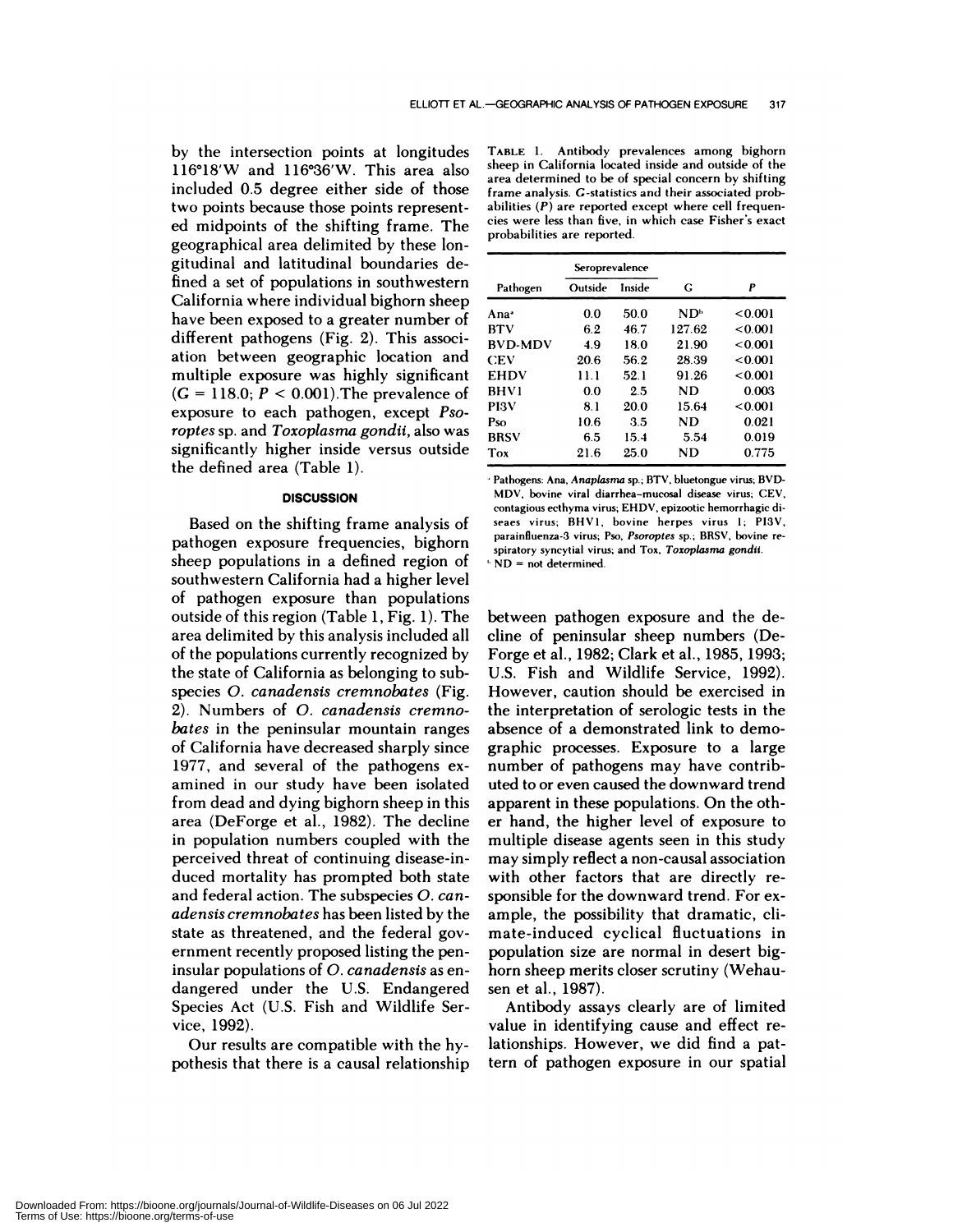by the intersection points at longitudes 116°18′W and 116°36′W. This area also included 0.5 degree either side of those two points because those points represented midpoints of the shifting frame. The geographical area delimited by these longitudinal and latitudinal boundaries defined a set of populations in southwestern California where individual bighorn sheep have been exposed to a greater number of different pathogens (Fig. 2). This association between geographic location and multiple exposure was highly significant ($G = 118.0$; $P < 0.001$). The prevalence of exposure to each pathogen, except *Psoroptes* sp. and *Toxoplasma gondii*, also was significantly higher inside versus outside the defined area (Table 1).

TABLE 1. Antibody prevalences among bighorn sheep in California located inside and outside of the area determined to be of special concern by shifting frame analysis. G-statistics and their associated probabilities ($P$) are reported except where cell frequencies were less than five, in which case Fisher's exact probabilities are reported.

| Pathogen | Seroprevalence | | G | P |
|---|---|---|---|---|
| | Outside | Inside | | |
| Ana[a] | 0.0 | 50.0 | ND[b] | <0.001 |
| BTV | 6.2 | 46.7 | 127.62 | <0.001 |
| BVD-MDV | 4.9 | 18.0 | 21.90 | <0.001 |
| CEV | 20.6 | 56.2 | 28.39 | <0.001 |
| EHDV | 11.1 | 52.1 | 91.26 | <0.001 |
| BHV1 | 0.0 | 2.5 | ND | 0.003 |
| PI3V | 8.1 | 20.0 | 15.64 | <0.001 |
| Pso | 10.6 | 3.5 | ND | 0.021 |
| BRSV | 6.5 | 15.4 | 5.54 | 0.019 |
| Tox | 21.6 | 25.0 | ND | 0.775 |

[a] Pathogens: Ana, *Anaplasma* sp.; BTV, bluetongue virus; BVD-MDV, bovine viral diarrhea-mucosal disease virus; CEV, contagious ecthyma virus; EHDV, epizootic hemorrhagic diseaes virus; BHV1, bovine herpes virus 1; PI3V, parainfluenza-3 virus; Pso, *Psoroptes* sp.; BRSV, bovine respiratory syncytial virus; and Tox, *Toxoplasma gondii*.

[b] ND = not determined.

## DISCUSSION

Based on the shifting frame analysis of pathogen exposure frequencies, bighorn sheep populations in a defined region of southwestern California had a higher level of pathogen exposure than populations outside of this region (Table 1, Fig. 1). The area delimited by this analysis included all of the populations currently recognized by the state of California as belonging to subspecies *O. canadensis cremnobates* (Fig. 2). Numbers of *O. canadensis cremnobates* in the peninsular mountain ranges of California have decreased sharply since 1977, and several of the pathogens examined in our study have been isolated from dead and dying bighorn sheep in this area (DeForge et al., 1982). The decline in population numbers coupled with the perceived threat of continuing disease-induced mortality has prompted both state and federal action. The subspecies *O. canadensis cremnobates* has been listed by the state as threatened, and the federal government recently proposed listing the peninsular populations of *O. canadensis* as endangered under the U.S. Endangered Species Act (U.S. Fish and Wildlife Service, 1992).

Our results are compatible with the hypothesis that there is a causal relationship between pathogen exposure and the decline of peninsular sheep numbers (DeForge et al., 1982; Clark et al., 1985, 1993; U.S. Fish and Wildlife Service, 1992). However, caution should be exercised in the interpretation of serologic tests in the absence of a demonstrated link to demographic processes. Exposure to a large number of pathogens may have contributed to or even caused the downward trend apparent in these populations. On the other hand, the higher level of exposure to multiple disease agents seen in this study may simply reflect a non-causal association with other factors that are directly responsible for the downward trend. For example, the possibility that dramatic, climate-induced cyclical fluctuations in population size are normal in desert bighorn sheep merits closer scrutiny (Wehausen et al., 1987).

Antibody assays clearly are of limited value in identifying cause and effect relationships. However, we did find a pattern of pathogen exposure in our spatial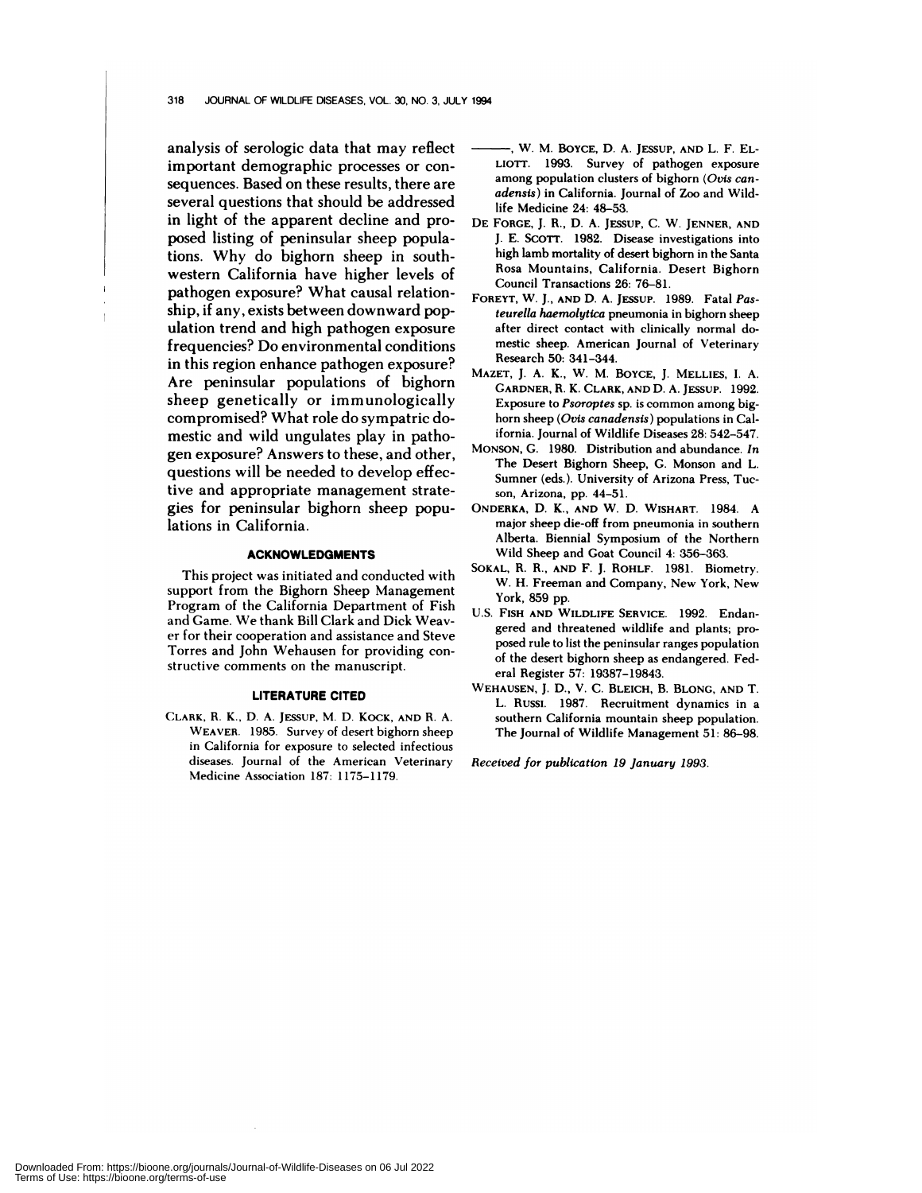analysis of serologic data that may reflect important demographic processes or consequences. Based on these results, there are several questions that should be addressed in light of the apparent decline and proposed listing of peninsular sheep populations. Why do bighorn sheep in southwestern California have higher levels of pathogen exposure? What causal relationship, if any, exists between downward population trend and high pathogen exposure frequencies? Do environmental conditions in this region enhance pathogen exposure? Are peninsular populations of bighorn sheep genetically or immunologically compromised? What role do sympatric domestic and wild ungulates play in pathogen exposure? Answers to these, and other, questions will be needed to develop effective and appropriate management strategies for peninsular bighorn sheep populations in California.

### ACKNOWLEDGMENTS

This project was initiated and conducted with support from the Bighorn Sheep Management Program of the California Department of Fish and Game. We thank Bill Clark and Dick Weaver for their cooperation and assistance and Steve Torres and John Wehausen for providing constructive comments on the manuscript.

### LITERATURE CITED

CLARK, R. K., D. A. JESSUP, M. D. KOCK, AND R. A. WEAVER. 1985. Survey of desert bighorn sheep in California for exposure to selected infectious diseases. Journal of the American Veterinary Medicine Association 187: 1175–1179.

———, W. M. BOYCE, D. A. JESSUP, AND L. F. ELLIOTT. 1993. Survey of pathogen exposure among population clusters of bighorn (*Ovis canadensis*) in California. Journal of Zoo and Wildlife Medicine 24: 48–53.

DE FORGE, J. R., D. A. JESSUP, C. W. JENNER, AND J. E. SCOTT. 1982. Disease investigations into high lamb mortality of desert bighorn in the Santa Rosa Mountains, California. Desert Bighorn Council Transactions 26: 76–81.

FOREYT, W. J., AND D. A. JESSUP. 1989. Fatal *Pasteurella haemolytica* pneumonia in bighorn sheep after direct contact with clinically normal domestic sheep. American Journal of Veterinary Research 50: 341–344.

MAZET, J. A. K., W. M. BOYCE, J. MELLIES, I. A. GARDNER, R. K. CLARK, AND D. A. JESSUP. 1992. Exposure to *Psoroptes* sp. is common among bighorn sheep (*Ovis canadensis*) populations in California. Journal of Wildlife Diseases 28: 542–547.

MONSON, G. 1980. Distribution and abundance. *In* The Desert Bighorn Sheep, G. Monson and L. Sumner (eds.). University of Arizona Press, Tucson, Arizona, pp. 44–51.

ONDERKA, D. K., AND W. D. WISHART. 1984. A major sheep die-off from pneumonia in southern Alberta. Biennial Symposium of the Northern Wild Sheep and Goat Council 4: 356–363.

SOKAL, R. R., AND F. J. ROHLF. 1981. Biometry. W. H. Freeman and Company, New York, New York, 859 pp.

U.S. FISH AND WILDLIFE SERVICE. 1992. Endangered and threatened wildlife and plants; proposed rule to list the peninsular ranges population of the desert bighorn sheep as endangered. Federal Register 57: 19387–19843.

WEHAUSEN, J. D., V. C. BLEICH, B. BLONG, AND T. L. RUSSI. 1987. Recruitment dynamics in a southern California mountain sheep population. The Journal of Wildlife Management 51: 86–98.

*Received for publication 19 January 1993.*